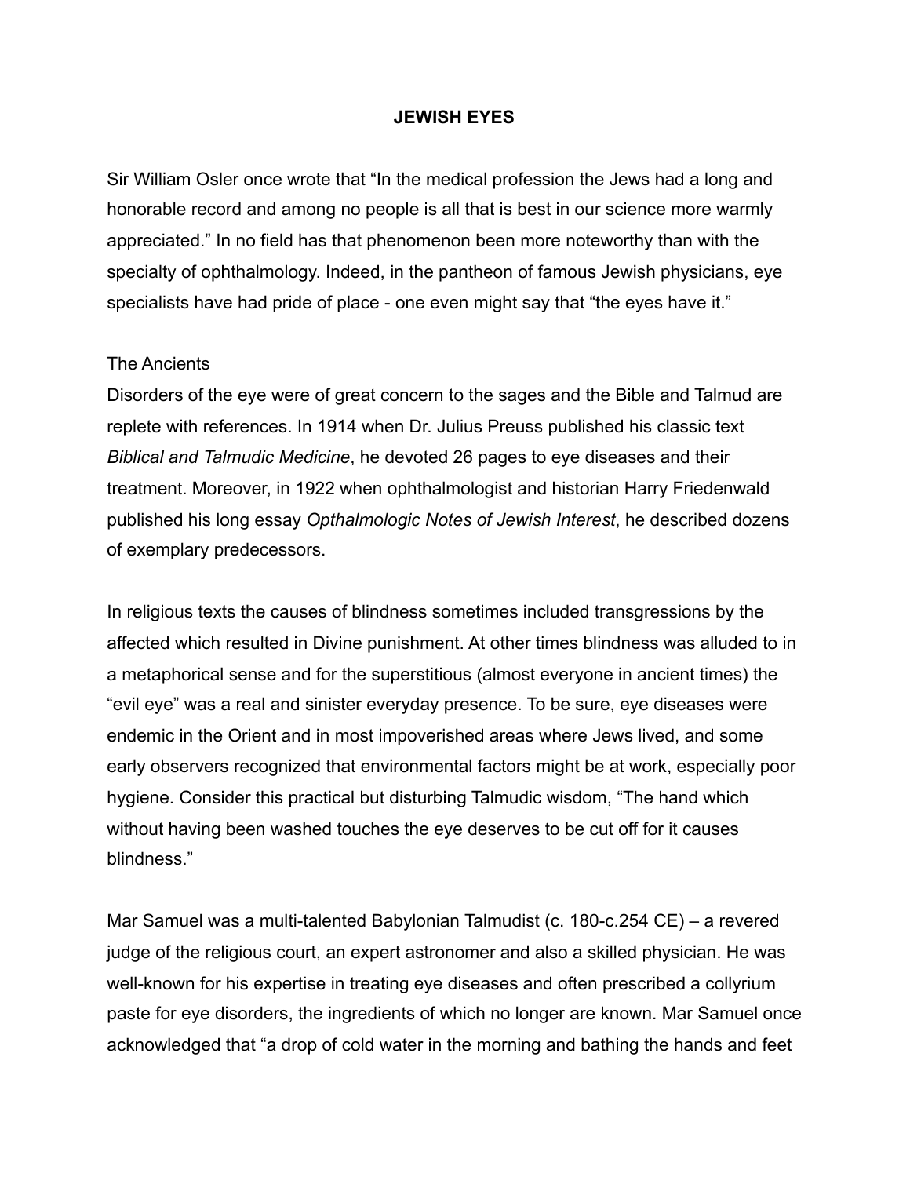# JEWISH EYES

Sir William Osler once wrote that "In the medical profession the Jews had a long and honorable record and among no people is all that is best in our science more warmly appreciated." In no field has that phenomenon been more noteworthy than with the specialty of ophthalmology. Indeed, in the pantheon of famous Jewish physicians, eye specialists have had pride of place - one even might say that "the eyes have it."

## The Ancients

Disorders of the eye were of great concern to the sages and the Bible and Talmud are replete with references. In 1914 when Dr. Julius Preuss published his classic text *Biblical and Talmudic Medicine*, he devoted 26 pages to eye diseases and their treatment. Moreover, in 1922 when ophthalmologist and historian Harry Friedenwald published his long essay *Opthalmologic Notes of Jewish Interest*, he described dozens of exemplary predecessors.

In religious texts the causes of blindness sometimes included transgressions by the affected which resulted in Divine punishment. At other times blindness was alluded to in a metaphorical sense and for the superstitious (almost everyone in ancient times) the "evil eye" was a real and sinister everyday presence. To be sure, eye diseases were endemic in the Orient and in most impoverished areas where Jews lived, and some early observers recognized that environmental factors might be at work, especially poor hygiene. Consider this practical but disturbing Talmudic wisdom, "The hand which without having been washed touches the eye deserves to be cut off for it causes blindness."

Mar Samuel was a multi-talented Babylonian Talmudist (c. 180-c.254 CE) – a revered judge of the religious court, an expert astronomer and also a skilled physician. He was well-known for his expertise in treating eye diseases and often prescribed a collyrium paste for eye disorders, the ingredients of which no longer are known. Mar Samuel once acknowledged that "a drop of cold water in the morning and bathing the hands and feet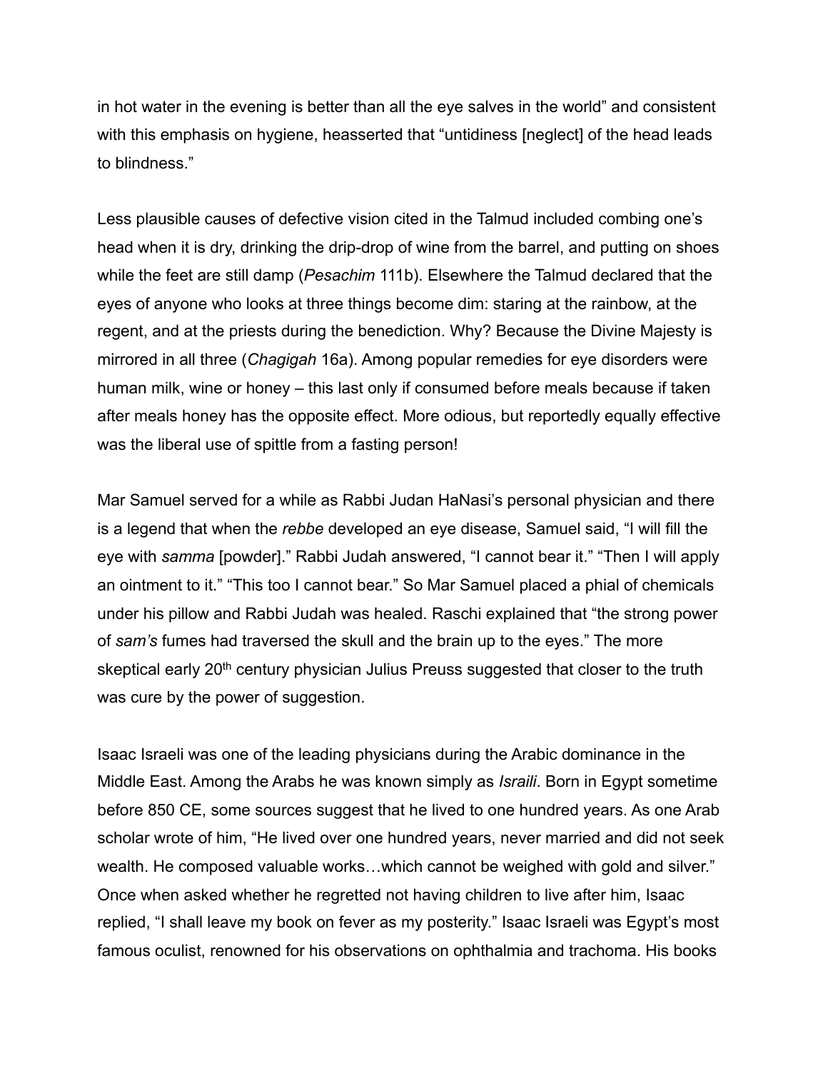in hot water in the evening is better than all the eye salves in the world" and consistent with this emphasis on hygiene, heasserted that "untidiness [neglect] of the head leads to blindness."

Less plausible causes of defective vision cited in the Talmud included combing one's head when it is dry, drinking the drip-drop of wine from the barrel, and putting on shoes while the feet are still damp (*Pesachim* 111b). Elsewhere the Talmud declared that the eyes of anyone who looks at three things become dim: staring at the rainbow, at the regent, and at the priests during the benediction. Why? Because the Divine Majesty is mirrored in all three (*Chagigah* 16a). Among popular remedies for eye disorders were human milk, wine or honey – this last only if consumed before meals because if taken after meals honey has the opposite effect. More odious, but reportedly equally effective was the liberal use of spittle from a fasting person!

Mar Samuel served for a while as Rabbi Judan HaNasi's personal physician and there is a legend that when the *rebbe* developed an eye disease, Samuel said, "I will fill the eye with *samma* [powder]." Rabbi Judah answered, "I cannot bear it." "Then I will apply an ointment to it." "This too I cannot bear." So Mar Samuel placed a phial of chemicals under his pillow and Rabbi Judah was healed. Raschi explained that "the strong power of *sam's* fumes had traversed the skull and the brain up to the eyes." The more skeptical early 20th century physician Julius Preuss suggested that closer to the truth was cure by the power of suggestion.

Isaac Israeli was one of the leading physicians during the Arabic dominance in the Middle East. Among the Arabs he was known simply as *Israili*. Born in Egypt sometime before 850 CE, some sources suggest that he lived to one hundred years. As one Arab scholar wrote of him, "He lived over one hundred years, never married and did not seek wealth. He composed valuable works…which cannot be weighed with gold and silver." Once when asked whether he regretted not having children to live after him, Isaac replied, "I shall leave my book on fever as my posterity." Isaac Israeli was Egypt's most famous oculist, renowned for his observations on ophthalmia and trachoma. His books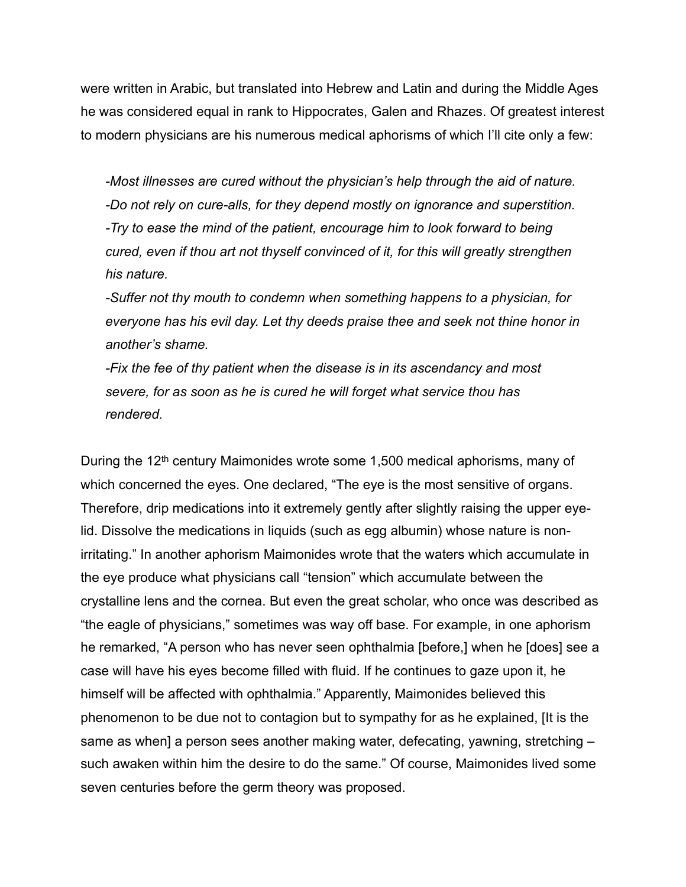were written in Arabic, but translated into Hebrew and Latin and during the Middle Ages he was considered equal in rank to Hippocrates, Galen and Rhazes. Of greatest interest to modern physicians are his numerous medical aphorisms of which I'll cite only a few:

> *-Most illnesses are cured without the physician's help through the aid of nature.*
> *-Do not rely on cure-alls, for they depend mostly on ignorance and superstition.*
> *-Try to ease the mind of the patient, encourage him to look forward to being cured, even if thou art not thyself convinced of it, for this will greatly strengthen his nature.*
> *-Suffer not thy mouth to condemn when something happens to a physician, for everyone has his evil day. Let thy deeds praise thee and seek not thine honor in another's shame.*
> *-Fix the fee of thy patient when the disease is in its ascendancy and most severe, for as soon as he is cured he will forget what service thou has rendered.*

During the 12th century Maimonides wrote some 1,500 medical aphorisms, many of which concerned the eyes. One declared, "The eye is the most sensitive of organs. Therefore, drip medications into it extremely gently after slightly raising the upper eye-lid. Dissolve the medications in liquids (such as egg albumin) whose nature is non-irritating." In another aphorism Maimonides wrote that the waters which accumulate in the eye produce what physicians call "tension" which accumulate between the crystalline lens and the cornea. But even the great scholar, who once was described as "the eagle of physicians," sometimes was way off base. For example, in one aphorism he remarked, "A person who has never seen ophthalmia [before,] when he [does] see a case will have his eyes become filled with fluid. If he continues to gaze upon it, he himself will be affected with ophthalmia." Apparently, Maimonides believed this phenomenon to be due not to contagion but to sympathy for as he explained, [It is the same as when] a person sees another making water, defecating, yawning, stretching – such awaken within him the desire to do the same." Of course, Maimonides lived some seven centuries before the germ theory was proposed.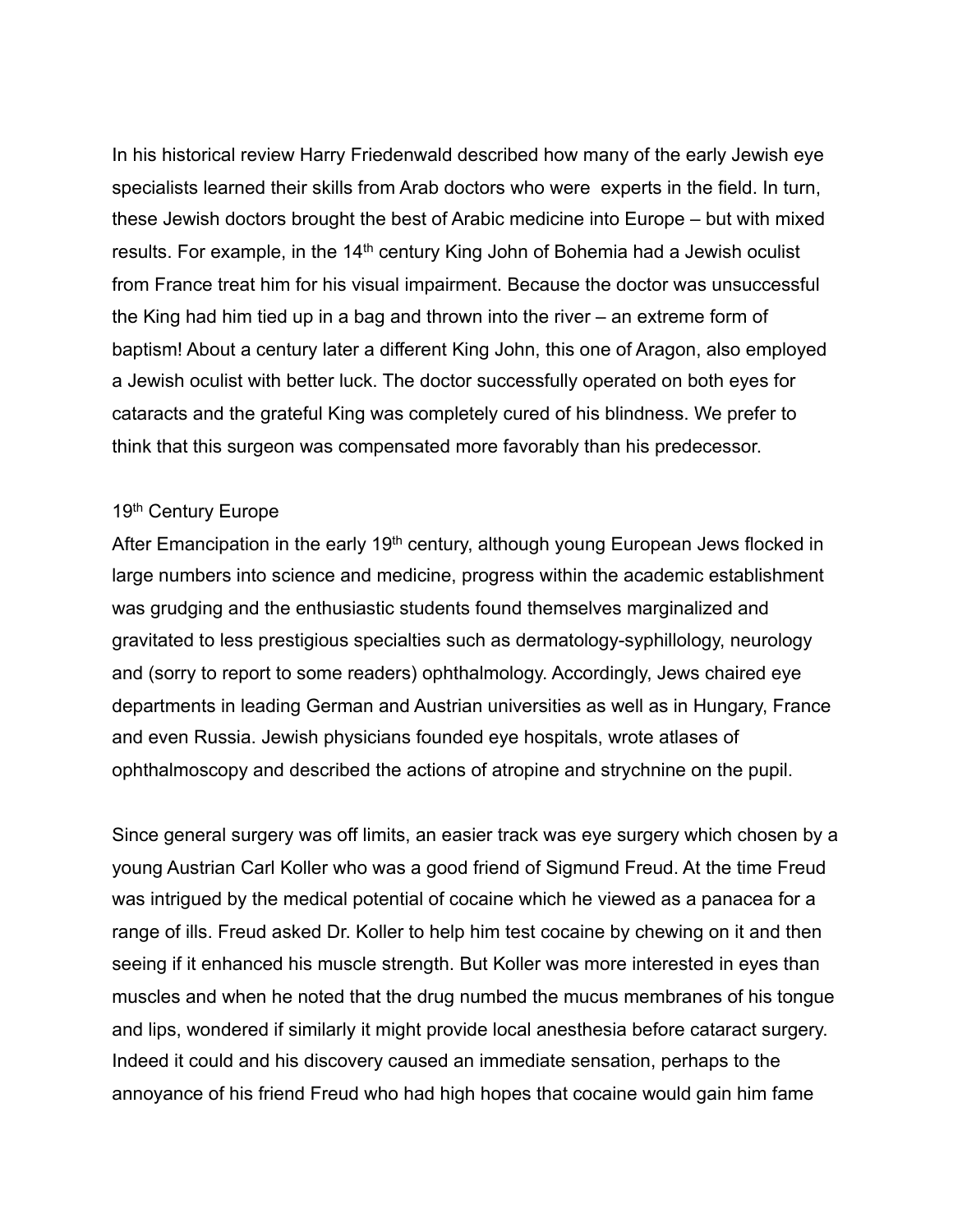In his historical review Harry Friedenwald described how many of the early Jewish eye specialists learned their skills from Arab doctors who were experts in the field. In turn, these Jewish doctors brought the best of Arabic medicine into Europe – but with mixed results. For example, in the 14th century King John of Bohemia had a Jewish oculist from France treat him for his visual impairment. Because the doctor was unsuccessful the King had him tied up in a bag and thrown into the river – an extreme form of baptism! About a century later a different King John, this one of Aragon, also employed a Jewish oculist with better luck. The doctor successfully operated on both eyes for cataracts and the grateful King was completely cured of his blindness. We prefer to think that this surgeon was compensated more favorably than his predecessor.

## 19th Century Europe

After Emancipation in the early 19th century, although young European Jews flocked in large numbers into science and medicine, progress within the academic establishment was grudging and the enthusiastic students found themselves marginalized and gravitated to less prestigious specialties such as dermatology-syphillology, neurology and (sorry to report to some readers) ophthalmology. Accordingly, Jews chaired eye departments in leading German and Austrian universities as well as in Hungary, France and even Russia. Jewish physicians founded eye hospitals, wrote atlases of ophthalmoscopy and described the actions of atropine and strychnine on the pupil.

Since general surgery was off limits, an easier track was eye surgery which chosen by a young Austrian Carl Koller who was a good friend of Sigmund Freud. At the time Freud was intrigued by the medical potential of cocaine which he viewed as a panacea for a range of ills. Freud asked Dr. Koller to help him test cocaine by chewing on it and then seeing if it enhanced his muscle strength. But Koller was more interested in eyes than muscles and when he noted that the drug numbed the mucus membranes of his tongue and lips, wondered if similarly it might provide local anesthesia before cataract surgery. Indeed it could and his discovery caused an immediate sensation, perhaps to the annoyance of his friend Freud who had high hopes that cocaine would gain him fame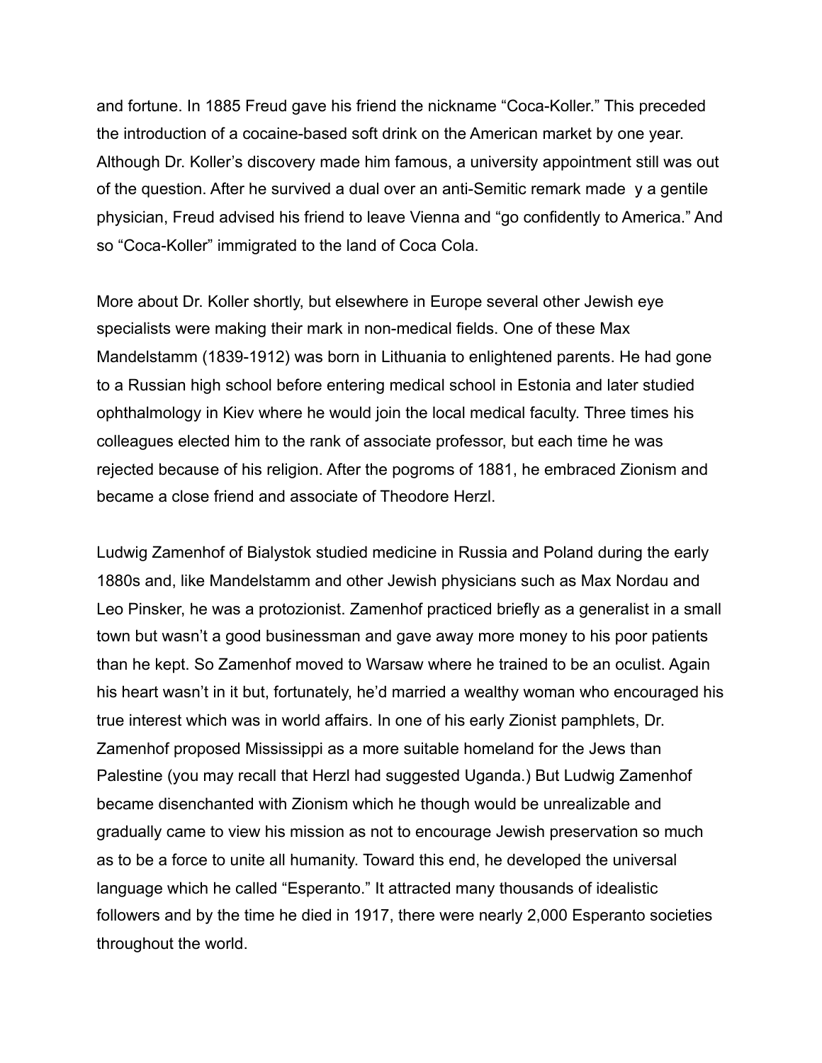and fortune. In 1885 Freud gave his friend the nickname "Coca-Koller." This preceded the introduction of a cocaine-based soft drink on the American market by one year. Although Dr. Koller's discovery made him famous, a university appointment still was out of the question. After he survived a dual over an anti-Semitic remark made  y a gentile physician, Freud advised his friend to leave Vienna and "go confidently to America." And so "Coca-Koller" immigrated to the land of Coca Cola.

More about Dr. Koller shortly, but elsewhere in Europe several other Jewish eye specialists were making their mark in non-medical fields. One of these Max Mandelstamm (1839-1912) was born in Lithuania to enlightened parents. He had gone to a Russian high school before entering medical school in Estonia and later studied ophthalmology in Kiev where he would join the local medical faculty. Three times his colleagues elected him to the rank of associate professor, but each time he was rejected because of his religion. After the pogroms of 1881, he embraced Zionism and became a close friend and associate of Theodore Herzl.

Ludwig Zamenhof of Bialystok studied medicine in Russia and Poland during the early 1880s and, like Mandelstamm and other Jewish physicians such as Max Nordau and Leo Pinsker, he was a protozionist. Zamenhof practiced briefly as a generalist in a small town but wasn't a good businessman and gave away more money to his poor patients than he kept. So Zamenhof moved to Warsaw where he trained to be an oculist. Again his heart wasn't in it but, fortunately, he'd married a wealthy woman who encouraged his true interest which was in world affairs. In one of his early Zionist pamphlets, Dr. Zamenhof proposed Mississippi as a more suitable homeland for the Jews than Palestine (you may recall that Herzl had suggested Uganda.) But Ludwig Zamenhof became disenchanted with Zionism which he though would be unrealizable and gradually came to view his mission as not to encourage Jewish preservation so much as to be a force to unite all humanity. Toward this end, he developed the universal language which he called "Esperanto." It attracted many thousands of idealistic followers and by the time he died in 1917, there were nearly 2,000 Esperanto societies throughout the world.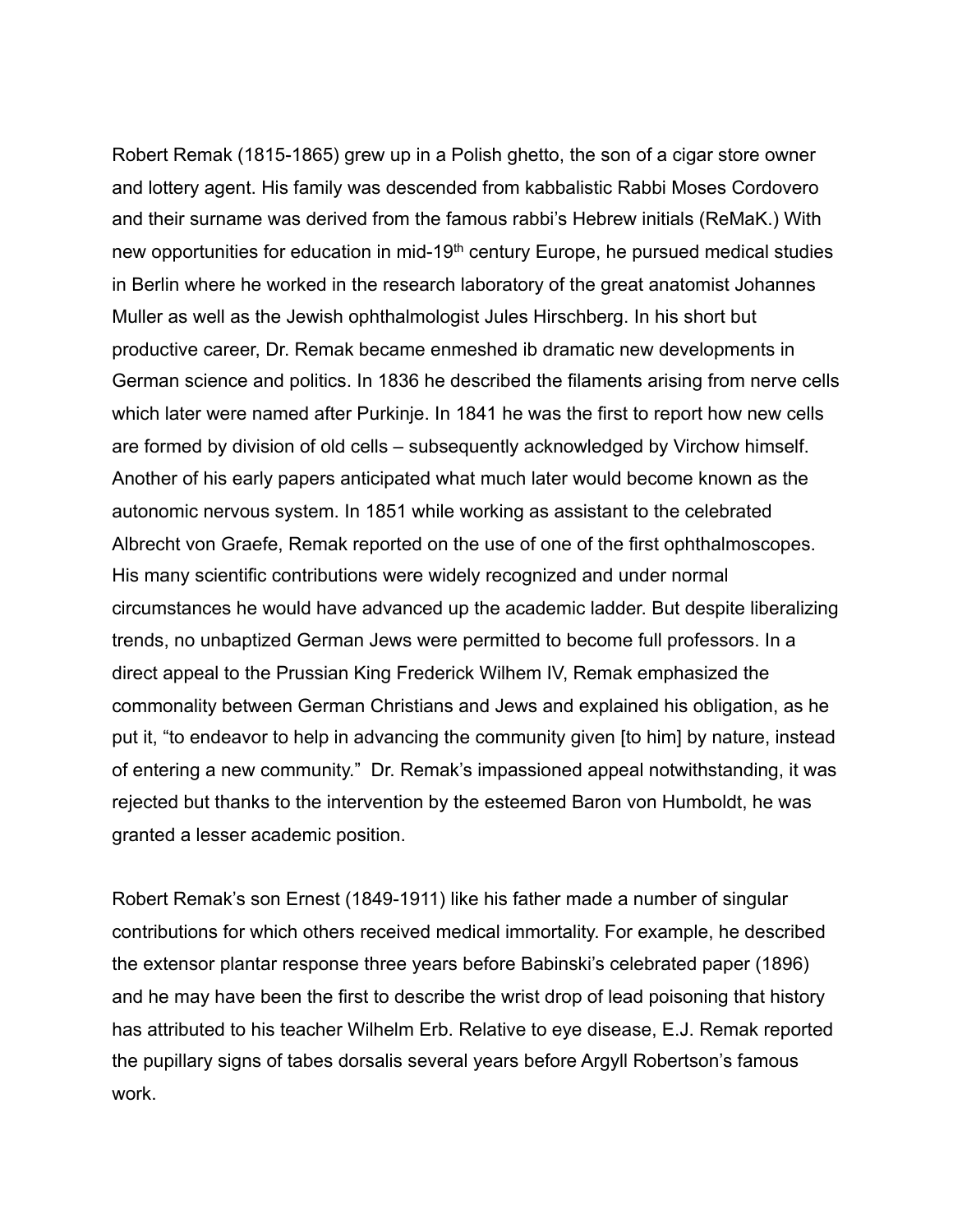Robert Remak (1815-1865) grew up in a Polish ghetto, the son of a cigar store owner and lottery agent. His family was descended from kabbalistic Rabbi Moses Cordovero and their surname was derived from the famous rabbi's Hebrew initials (ReMaK.) With new opportunities for education in mid-19th century Europe, he pursued medical studies in Berlin where he worked in the research laboratory of the great anatomist Johannes Muller as well as the Jewish ophthalmologist Jules Hirschberg. In his short but productive career, Dr. Remak became enmeshed ib dramatic new developments in German science and politics. In 1836 he described the filaments arising from nerve cells which later were named after Purkinje. In 1841 he was the first to report how new cells are formed by division of old cells – subsequently acknowledged by Virchow himself. Another of his early papers anticipated what much later would become known as the autonomic nervous system. In 1851 while working as assistant to the celebrated Albrecht von Graefe, Remak reported on the use of one of the first ophthalmoscopes. His many scientific contributions were widely recognized and under normal circumstances he would have advanced up the academic ladder. But despite liberalizing trends, no unbaptized German Jews were permitted to become full professors. In a direct appeal to the Prussian King Frederick Wilhem IV, Remak emphasized the commonality between German Christians and Jews and explained his obligation, as he put it, "to endeavor to help in advancing the community given [to him] by nature, instead of entering a new community." Dr. Remak's impassioned appeal notwithstanding, it was rejected but thanks to the intervention by the esteemed Baron von Humboldt, he was granted a lesser academic position.

Robert Remak's son Ernest (1849-1911) like his father made a number of singular contributions for which others received medical immortality. For example, he described the extensor plantar response three years before Babinski's celebrated paper (1896) and he may have been the first to describe the wrist drop of lead poisoning that history has attributed to his teacher Wilhelm Erb. Relative to eye disease, E.J. Remak reported the pupillary signs of tabes dorsalis several years before Argyll Robertson's famous work.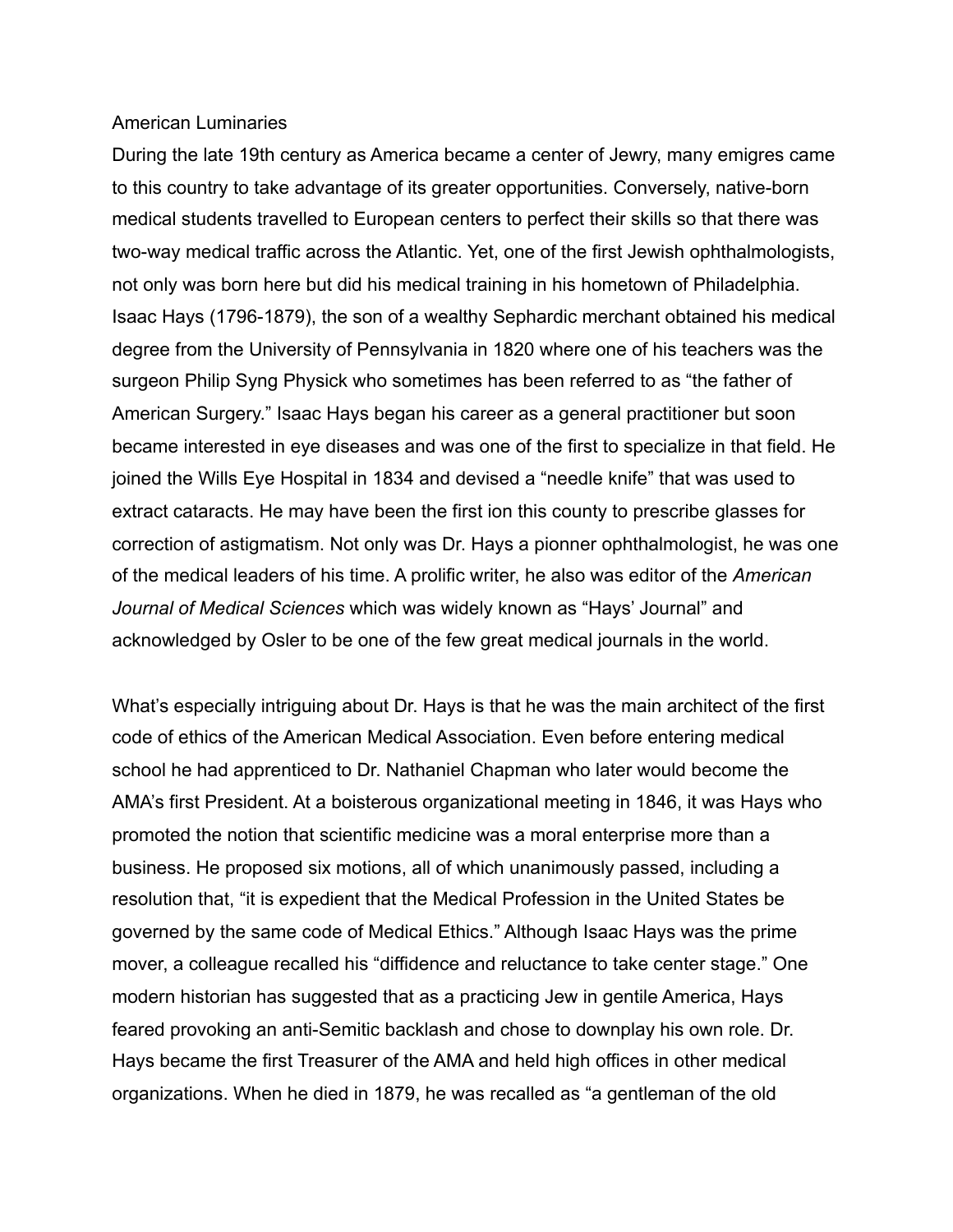## American Luminaries

During the late 19th century as America became a center of Jewry, many emigres came to this country to take advantage of its greater opportunities. Conversely, native-born medical students travelled to European centers to perfect their skills so that there was two-way medical traffic across the Atlantic. Yet, one of the first Jewish ophthalmologists, not only was born here but did his medical training in his hometown of Philadelphia. Isaac Hays (1796-1879), the son of a wealthy Sephardic merchant obtained his medical degree from the University of Pennsylvania in 1820 where one of his teachers was the surgeon Philip Syng Physick who sometimes has been referred to as "the father of American Surgery." Isaac Hays began his career as a general practitioner but soon became interested in eye diseases and was one of the first to specialize in that field. He joined the Wills Eye Hospital in 1834 and devised a "needle knife" that was used to extract cataracts. He may have been the first ion this county to prescribe glasses for correction of astigmatism. Not only was Dr. Hays a pionner ophthalmologist, he was one of the medical leaders of his time. A prolific writer, he also was editor of the *American Journal of Medical Sciences* which was widely known as "Hays' Journal" and acknowledged by Osler to be one of the few great medical journals in the world.

What's especially intriguing about Dr. Hays is that he was the main architect of the first code of ethics of the American Medical Association. Even before entering medical school he had apprenticed to Dr. Nathaniel Chapman who later would become the AMA's first President. At a boisterous organizational meeting in 1846, it was Hays who promoted the notion that scientific medicine was a moral enterprise more than a business. He proposed six motions, all of which unanimously passed, including a resolution that, "it is expedient that the Medical Profession in the United States be governed by the same code of Medical Ethics." Although Isaac Hays was the prime mover, a colleague recalled his "diffidence and reluctance to take center stage." One modern historian has suggested that as a practicing Jew in gentile America, Hays feared provoking an anti-Semitic backlash and chose to downplay his own role. Dr. Hays became the first Treasurer of the AMA and held high offices in other medical organizations. When he died in 1879, he was recalled as "a gentleman of the old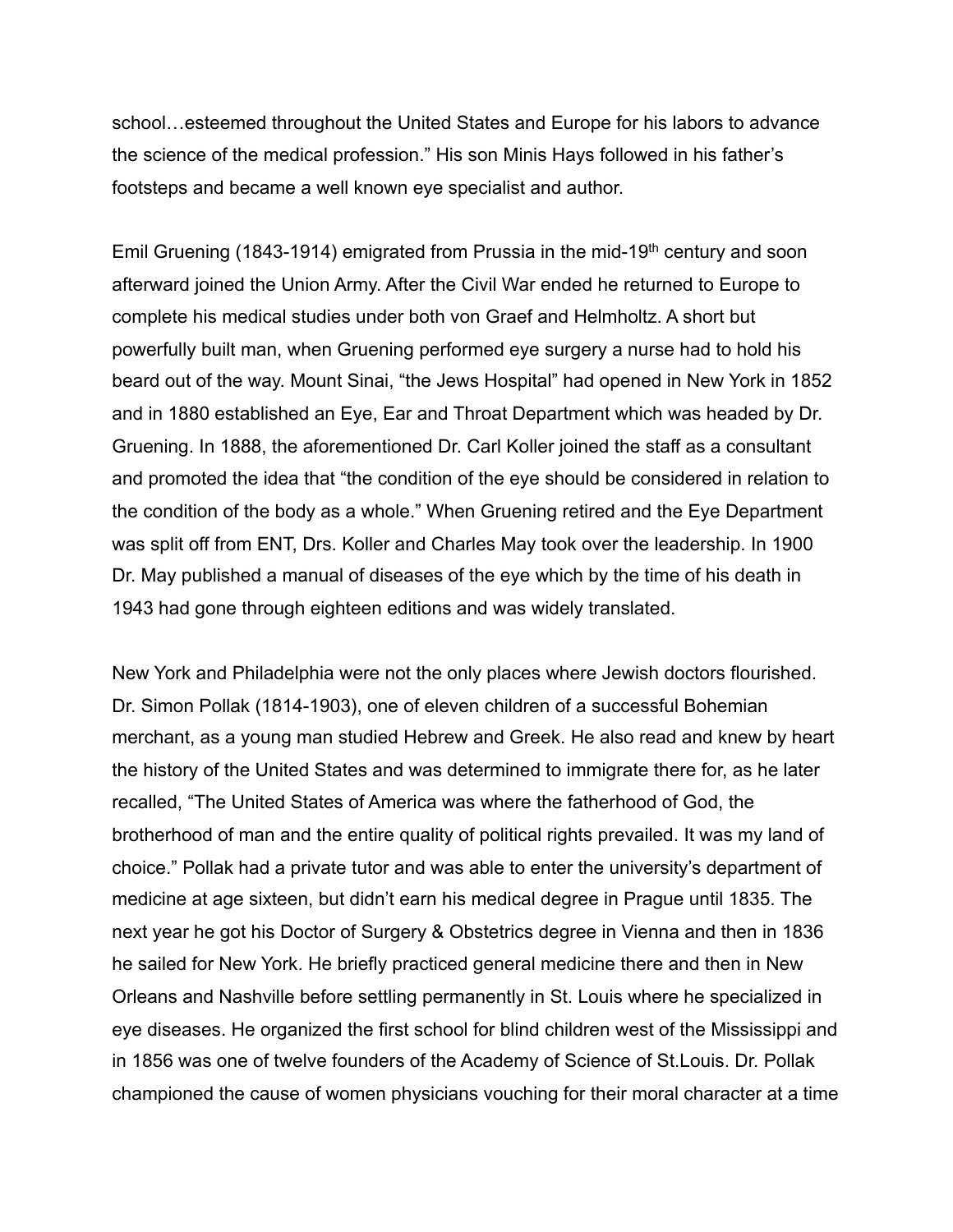school…esteemed throughout the United States and Europe for his labors to advance the science of the medical profession." His son Minis Hays followed in his father's footsteps and became a well known eye specialist and author.

Emil Gruening (1843-1914) emigrated from Prussia in the mid-19th century and soon afterward joined the Union Army. After the Civil War ended he returned to Europe to complete his medical studies under both von Graef and Helmholtz. A short but powerfully built man, when Gruening performed eye surgery a nurse had to hold his beard out of the way. Mount Sinai, "the Jews Hospital" had opened in New York in 1852 and in 1880 established an Eye, Ear and Throat Department which was headed by Dr. Gruening. In 1888, the aforementioned Dr. Carl Koller joined the staff as a consultant and promoted the idea that "the condition of the eye should be considered in relation to the condition of the body as a whole." When Gruening retired and the Eye Department was split off from ENT, Drs. Koller and Charles May took over the leadership. In 1900 Dr. May published a manual of diseases of the eye which by the time of his death in 1943 had gone through eighteen editions and was widely translated.

New York and Philadelphia were not the only places where Jewish doctors flourished. Dr. Simon Pollak (1814-1903), one of eleven children of a successful Bohemian merchant, as a young man studied Hebrew and Greek. He also read and knew by heart the history of the United States and was determined to immigrate there for, as he later recalled, "The United States of America was where the fatherhood of God, the brotherhood of man and the entire quality of political rights prevailed. It was my land of choice." Pollak had a private tutor and was able to enter the university's department of medicine at age sixteen, but didn't earn his medical degree in Prague until 1835. The next year he got his Doctor of Surgery & Obstetrics degree in Vienna and then in 1836 he sailed for New York. He briefly practiced general medicine there and then in New Orleans and Nashville before settling permanently in St. Louis where he specialized in eye diseases. He organized the first school for blind children west of the Mississippi and in 1856 was one of twelve founders of the Academy of Science of St.Louis. Dr. Pollak championed the cause of women physicians vouching for their moral character at a time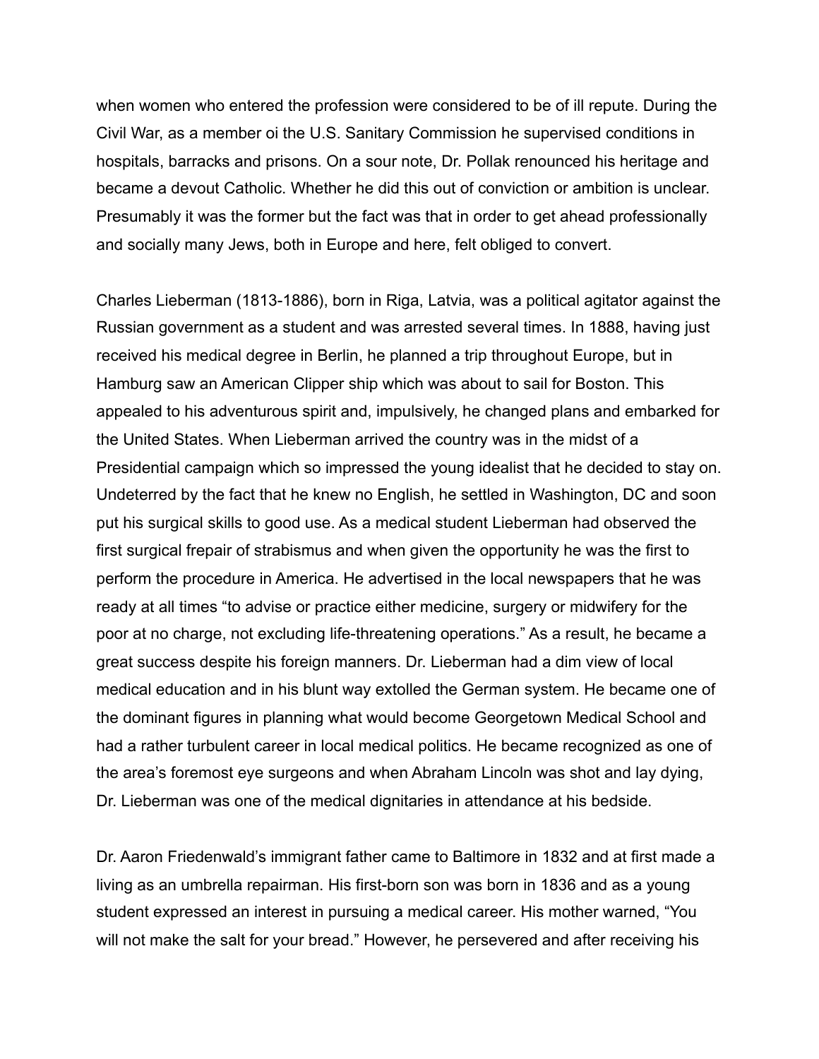when women who entered the profession were considered to be of ill repute. During the Civil War, as a member oi the U.S. Sanitary Commission he supervised conditions in hospitals, barracks and prisons. On a sour note, Dr. Pollak renounced his heritage and became a devout Catholic. Whether he did this out of conviction or ambition is unclear. Presumably it was the former but the fact was that in order to get ahead professionally and socially many Jews, both in Europe and here, felt obliged to convert.

Charles Lieberman (1813-1886), born in Riga, Latvia, was a political agitator against the Russian government as a student and was arrested several times. In 1888, having just received his medical degree in Berlin, he planned a trip throughout Europe, but in Hamburg saw an American Clipper ship which was about to sail for Boston. This appealed to his adventurous spirit and, impulsively, he changed plans and embarked for the United States. When Lieberman arrived the country was in the midst of a Presidential campaign which so impressed the young idealist that he decided to stay on. Undeterred by the fact that he knew no English, he settled in Washington, DC and soon put his surgical skills to good use. As a medical student Lieberman had observed the first surgical frepair of strabismus and when given the opportunity he was the first to perform the procedure in America. He advertised in the local newspapers that he was ready at all times "to advise or practice either medicine, surgery or midwifery for the poor at no charge, not excluding life-threatening operations." As a result, he became a great success despite his foreign manners. Dr. Lieberman had a dim view of local medical education and in his blunt way extolled the German system. He became one of the dominant figures in planning what would become Georgetown Medical School and had a rather turbulent career in local medical politics. He became recognized as one of the area's foremost eye surgeons and when Abraham Lincoln was shot and lay dying, Dr. Lieberman was one of the medical dignitaries in attendance at his bedside.

Dr. Aaron Friedenwald's immigrant father came to Baltimore in 1832 and at first made a living as an umbrella repairman. His first-born son was born in 1836 and as a young student expressed an interest in pursuing a medical career. His mother warned, "You will not make the salt for your bread." However, he persevered and after receiving his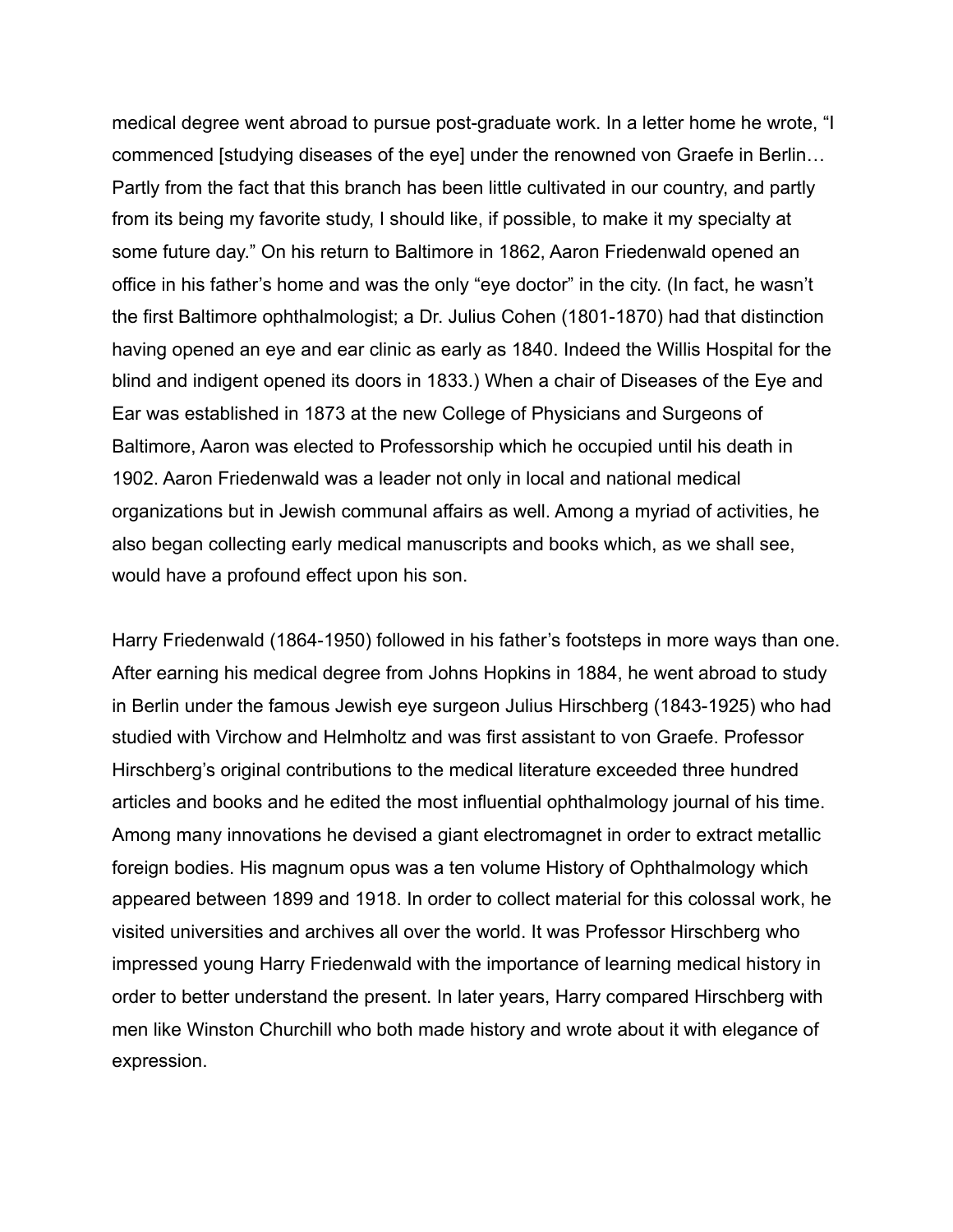medical degree went abroad to pursue post-graduate work. In a letter home he wrote, "I commenced [studying diseases of the eye] under the renowned von Graefe in Berlin… Partly from the fact that this branch has been little cultivated in our country, and partly from its being my favorite study, I should like, if possible, to make it my specialty at some future day." On his return to Baltimore in 1862, Aaron Friedenwald opened an office in his father's home and was the only "eye doctor" in the city. (In fact, he wasn't the first Baltimore ophthalmologist; a Dr. Julius Cohen (1801-1870) had that distinction having opened an eye and ear clinic as early as 1840. Indeed the Willis Hospital for the blind and indigent opened its doors in 1833.) When a chair of Diseases of the Eye and Ear was established in 1873 at the new College of Physicians and Surgeons of Baltimore, Aaron was elected to Professorship which he occupied until his death in 1902. Aaron Friedenwald was a leader not only in local and national medical organizations but in Jewish communal affairs as well. Among a myriad of activities, he also began collecting early medical manuscripts and books which, as we shall see, would have a profound effect upon his son.

Harry Friedenwald (1864-1950) followed in his father's footsteps in more ways than one. After earning his medical degree from Johns Hopkins in 1884, he went abroad to study in Berlin under the famous Jewish eye surgeon Julius Hirschberg (1843-1925) who had studied with Virchow and Helmholtz and was first assistant to von Graefe. Professor Hirschberg's original contributions to the medical literature exceeded three hundred articles and books and he edited the most influential ophthalmology journal of his time. Among many innovations he devised a giant electromagnet in order to extract metallic foreign bodies. His magnum opus was a ten volume History of Ophthalmology which appeared between 1899 and 1918. In order to collect material for this colossal work, he visited universities and archives all over the world. It was Professor Hirschberg who impressed young Harry Friedenwald with the importance of learning medical history in order to better understand the present. In later years, Harry compared Hirschberg with men like Winston Churchill who both made history and wrote about it with elegance of expression.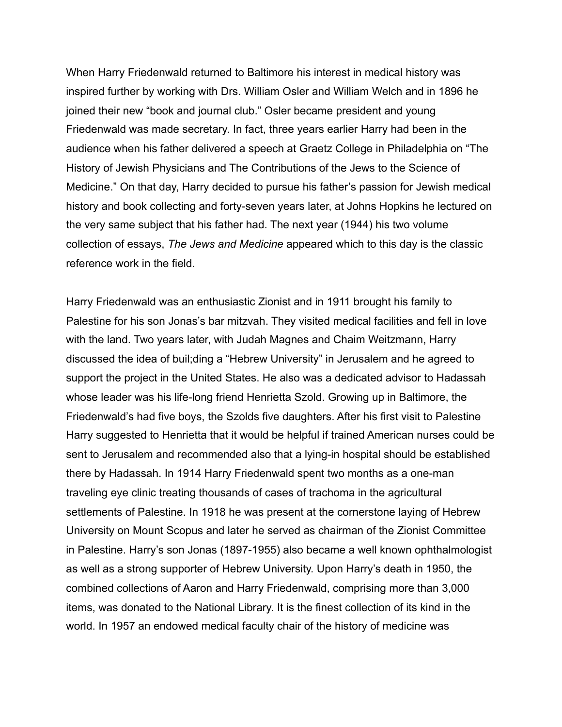When Harry Friedenwald returned to Baltimore his interest in medical history was inspired further by working with Drs. William Osler and William Welch and in 1896 he joined their new "book and journal club." Osler became president and young Friedenwald was made secretary. In fact, three years earlier Harry had been in the audience when his father delivered a speech at Graetz College in Philadelphia on "The History of Jewish Physicians and The Contributions of the Jews to the Science of Medicine." On that day, Harry decided to pursue his father's passion for Jewish medical history and book collecting and forty-seven years later, at Johns Hopkins he lectured on the very same subject that his father had. The next year (1944) his two volume collection of essays, *The Jews and Medicine* appeared which to this day is the classic reference work in the field.

Harry Friedenwald was an enthusiastic Zionist and in 1911 brought his family to Palestine for his son Jonas's bar mitzvah. They visited medical facilities and fell in love with the land. Two years later, with Judah Magnes and Chaim Weitzmann, Harry discussed the idea of buil;ding a "Hebrew University" in Jerusalem and he agreed to support the project in the United States. He also was a dedicated advisor to Hadassah whose leader was his life-long friend Henrietta Szold. Growing up in Baltimore, the Friedenwald's had five boys, the Szolds five daughters. After his first visit to Palestine Harry suggested to Henrietta that it would be helpful if trained American nurses could be sent to Jerusalem and recommended also that a lying-in hospital should be established there by Hadassah. In 1914 Harry Friedenwald spent two months as a one-man traveling eye clinic treating thousands of cases of trachoma in the agricultural settlements of Palestine. In 1918 he was present at the cornerstone laying of Hebrew University on Mount Scopus and later he served as chairman of the Zionist Committee in Palestine. Harry's son Jonas (1897-1955) also became a well known ophthalmologist as well as a strong supporter of Hebrew University. Upon Harry's death in 1950, the combined collections of Aaron and Harry Friedenwald, comprising more than 3,000 items, was donated to the National Library. It is the finest collection of its kind in the world. In 1957 an endowed medical faculty chair of the history of medicine was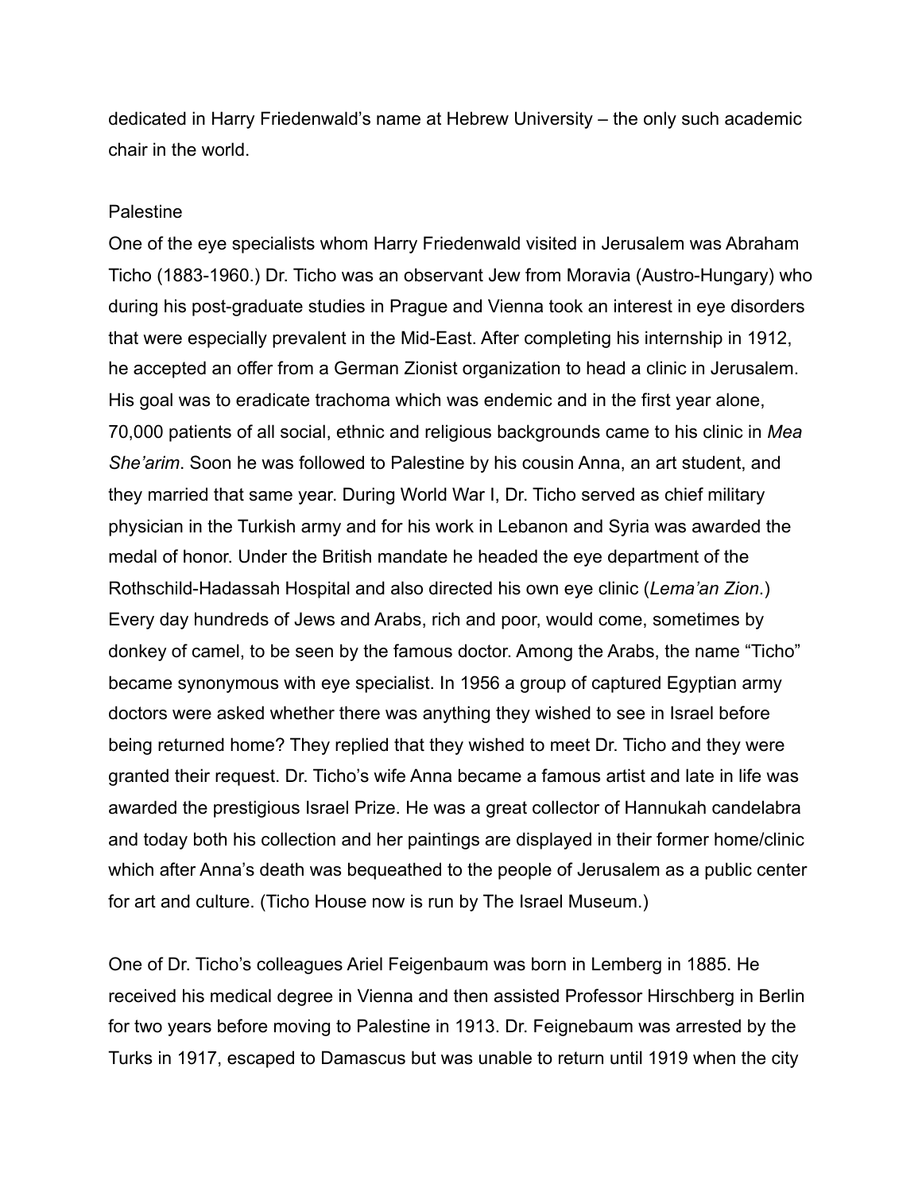dedicated in Harry Friedenwald's name at Hebrew University – the only such academic chair in the world.

## Palestine

One of the eye specialists whom Harry Friedenwald visited in Jerusalem was Abraham Ticho (1883-1960.) Dr. Ticho was an observant Jew from Moravia (Austro-Hungary) who during his post-graduate studies in Prague and Vienna took an interest in eye disorders that were especially prevalent in the Mid-East. After completing his internship in 1912, he accepted an offer from a German Zionist organization to head a clinic in Jerusalem. His goal was to eradicate trachoma which was endemic and in the first year alone, 70,000 patients of all social, ethnic and religious backgrounds came to his clinic in *Mea She'arim*. Soon he was followed to Palestine by his cousin Anna, an art student, and they married that same year. During World War I, Dr. Ticho served as chief military physician in the Turkish army and for his work in Lebanon and Syria was awarded the medal of honor. Under the British mandate he headed the eye department of the Rothschild-Hadassah Hospital and also directed his own eye clinic (*Lema'an Zion.*) Every day hundreds of Jews and Arabs, rich and poor, would come, sometimes by donkey of camel, to be seen by the famous doctor. Among the Arabs, the name "Ticho" became synonymous with eye specialist. In 1956 a group of captured Egyptian army doctors were asked whether there was anything they wished to see in Israel before being returned home? They replied that they wished to meet Dr. Ticho and they were granted their request. Dr. Ticho's wife Anna became a famous artist and late in life was awarded the prestigious Israel Prize. He was a great collector of Hannukah candelabra and today both his collection and her paintings are displayed in their former home/clinic which after Anna's death was bequeathed to the people of Jerusalem as a public center for art and culture. (Ticho House now is run by The Israel Museum.)

One of Dr. Ticho's colleagues Ariel Feigenbaum was born in Lemberg in 1885. He received his medical degree in Vienna and then assisted Professor Hirschberg in Berlin for two years before moving to Palestine in 1913. Dr. Feignebaum was arrested by the Turks in 1917, escaped to Damascus but was unable to return until 1919 when the city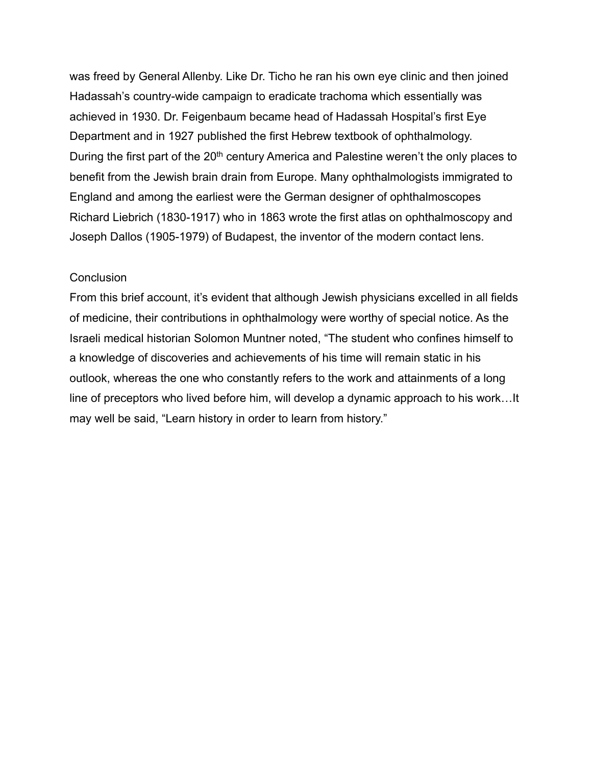was freed by General Allenby. Like Dr. Ticho he ran his own eye clinic and then joined Hadassah's country-wide campaign to eradicate trachoma which essentially was achieved in 1930. Dr. Feigenbaum became head of Hadassah Hospital's first Eye Department and in 1927 published the first Hebrew textbook of ophthalmology.
During the first part of the 20th century America and Palestine weren't the only places to benefit from the Jewish brain drain from Europe. Many ophthalmologists immigrated to England and among the earliest were the German designer of ophthalmoscopes Richard Liebrich (1830-1917) who in 1863 wrote the first atlas on ophthalmoscopy and Joseph Dallos (1905-1979) of Budapest, the inventor of the modern contact lens.

## Conclusion

From this brief account, it's evident that although Jewish physicians excelled in all fields of medicine, their contributions in ophthalmology were worthy of special notice. As the Israeli medical historian Solomon Muntner noted, "The student who confines himself to a knowledge of discoveries and achievements of his time will remain static in his outlook, whereas the one who constantly refers to the work and attainments of a long line of preceptors who lived before him, will develop a dynamic approach to his work…It may well be said, "Learn history in order to learn from history."